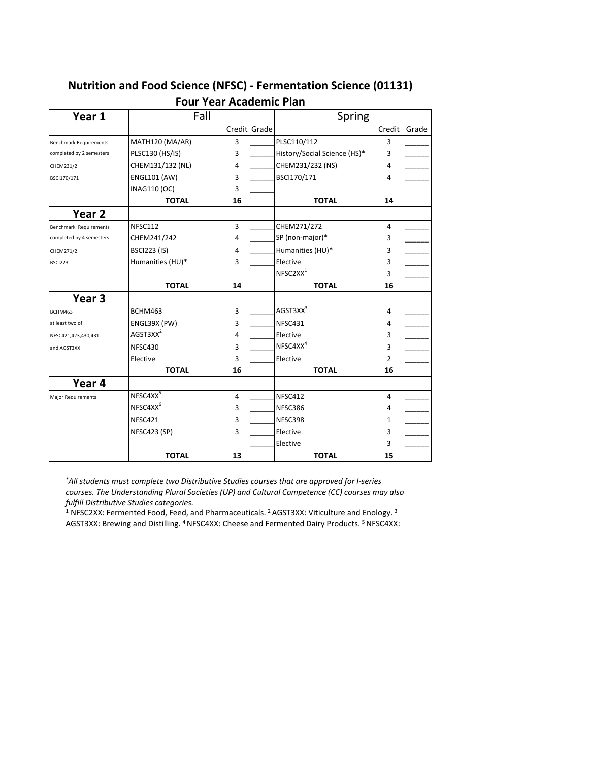# Nutrition and Food Science (NFSC) - Fermentation Science (01131)

## Four Year Academic Plan

| Year 1 | Fall | | | Spring | | |
|---|---|---|---|---|---|---|
| | | Credit | Grade | | Credit | Grade |
| Benchmark Requirements | MATH120 (MA/AR) | 3 | ______ | PLSC110/112 | 3 | ______ |
| completed by 2 semesters | PLSC130 (HS/IS) | 3 | ______ | History/Social Science (HS)* | 3 | ______ |
| CHEM231/2 | CHEM131/132 (NL) | 4 | ______ | CHEM231/232 (NS) | 4 | ______ |
| BSCI170/171 | ENGL101 (AW) | 3 | ______ | BSCI170/171 | 4 | ______ |
| | INAG110 (OC) | 3 | ______ | | | |
| | **TOTAL** | **16** | | **TOTAL** | **14** | |
| **Year 2** | | | | | | |
| Benchmark Requirements | NFSC112 | 3 | ______ | CHEM271/272 | 4 | ______ |
| completed by 4 semesters | CHEM241/242 | 4 | ______ | SP (non-major)* | 3 | ______ |
| CHEM271/2 | BSCI223 (IS) | 4 | ______ | Humanities (HU)* | 3 | ______ |
| BSCI223 | Humanities (HU)* | 3 | ______ | Elective | 3 | ______ |
| | | | | NFSC2XX[1] | 3 | ______ |
| | **TOTAL** | **14** | | **TOTAL** | **16** | |
| **Year 3** | | | | | | |
| BCHM463 | BCHM463 | 3 | ______ | AGST3XX[3] | 4 | ______ |
| at least two of | ENGL39X (PW) | 3 | ______ | NFSC431 | 4 | ______ |
| NFSC421,423,430,431 | AGST3XX[2] | 4 | ______ | Elective | 3 | ______ |
| and AGST3XX | NFSC430 | 3 | ______ | NFSC4XX[4] | 3 | ______ |
| | Elective | 3 | ______ | Elective | 2 | ______ |
| | **TOTAL** | **16** | | **TOTAL** | **16** | |
| **Year 4** | | | | | | |
| Major Requirements | NFSC4XX[5] | 4 | ______ | NFSC412 | 4 | ______ |
| | NFSC4XX[6] | 3 | ______ | NFSC386 | 4 | ______ |
| | NFSC421 | 3 | ______ | NFSC398 | 1 | ______ |
| | NFSC423 (SP) | 3 | ______ | Elective | 3 | ______ |
| | | | ______ | Elective | 3 | ______ |
| | **TOTAL** | **13** | | **TOTAL** | **15** | |

**All students must complete two Distributive Studies courses that are approved for I-series courses. The Understanding Plural Societies (UP) and Cultural Competence (CC) courses may also fulfill Distributive Studies categories.*

[1] NFSC2XX: Fermented Food, Feed, and Pharmaceuticals. [2] AGST3XX: Viticulture and Enology. [3] AGST3XX: Brewing and Distilling. [4] NFSC4XX: Cheese and Fermented Dairy Products. [5] NFSC4XX: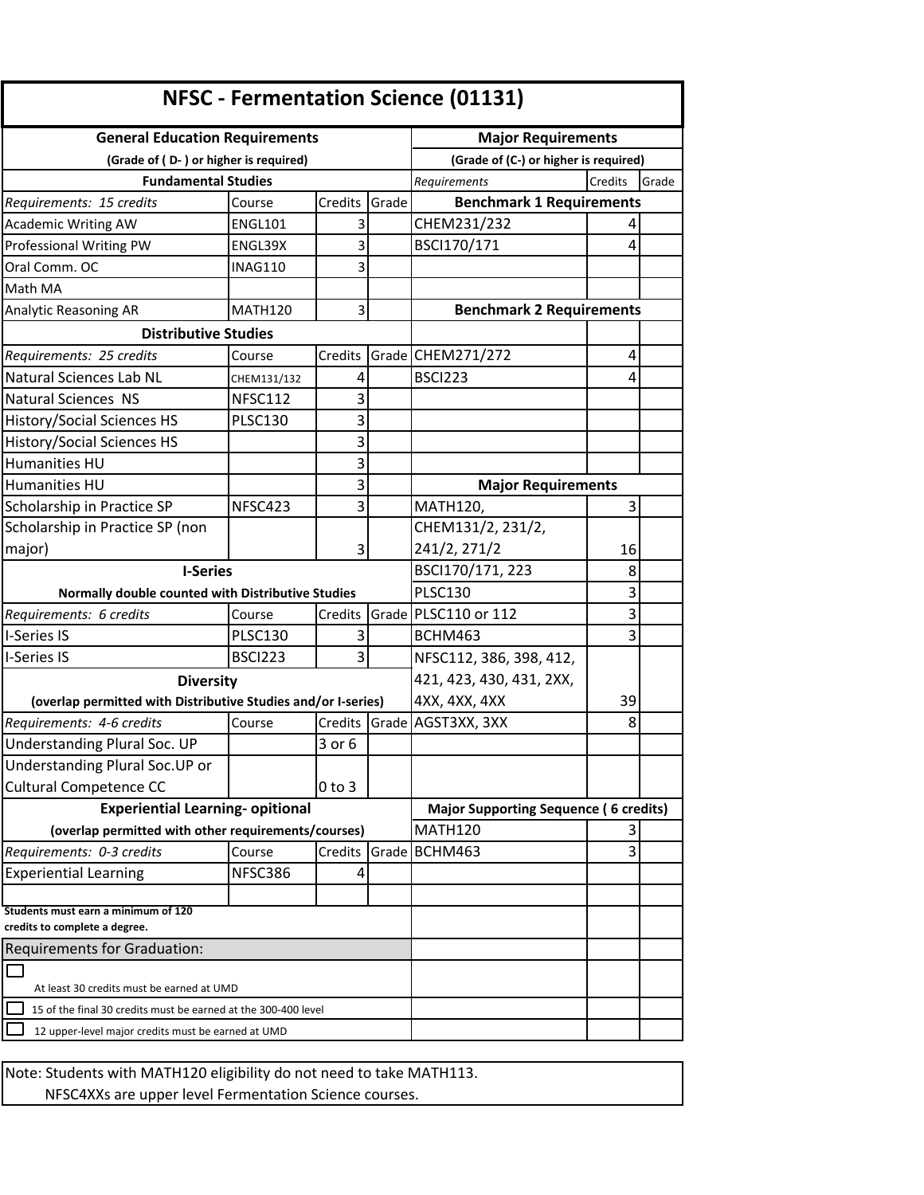# NFSC - Fermentation Science (01131)

| General Education Requirements (Grade of ( D- ) or higher is required) | | | | Major Requirements (Grade of (C-) or higher is required) | | |
|---|---|---|---|---|---|---|
| **Fundamental Studies** | | | | Requirements | Credits | Grade |
| Requirements: 15 credits | Course | Credits | Grade | **Benchmark 1 Requirements** | | |
| Academic Writing AW | ENGL101 | 3 | | CHEM231/232 | 4 | |
| Professional Writing PW | ENGL39X | 3 | | BSCI170/171 | 4 | |
| Oral Comm. OC | INAG110 | 3 | | | | |
| Math MA | | | | | | |
| Analytic Reasoning AR | MATH120 | 3 | | **Benchmark 2 Requirements** | | |
| **Distributive Studies** | | | | | | |
| Requirements: 25 credits | Course | Credits | Grade | CHEM271/272 | 4 | |
| Natural Sciences Lab NL | CHEM131/132 | 4 | | BSCI223 | 4 | |
| Natural Sciences NS | NFSC112 | 3 | | | | |
| History/Social Sciences HS | PLSC130 | 3 | | | | |
| History/Social Sciences HS | | 3 | | | | |
| Humanities HU | | 3 | | | | |
| Humanities HU | | 3 | | **Major Requirements** | | |
| Scholarship in Practice SP | NFSC423 | 3 | | MATH120, | 3 | |
| Scholarship in Practice SP (non major) | | 3 | | CHEM131/2, 231/2, 241/2, 271/2 | 16 | |
| **I-Series** | | | | BSCI170/171, 223 | 8 | |
| **Normally double counted with Distributive Studies** | | | | PLSC130 | 3 | |
| Requirements: 6 credits | Course | Credits | Grade | PLSC110 or 112 | 3 | |
| I-Series IS | PLSC130 | 3 | | BCHM463 | 3 | |
| I-Series IS | BSCI223 | 3 | | NFSC112, 386, 398, 412, 421, 423, 430, 431, 2XX, 4XX, 4XX, 4XX | 39 | |
| **Diversity (overlap permitted with Distributive Studies and/or I-series)** | | | | | | |
| Requirements: 4-6 credits | Course | Credits | Grade | AGST3XX, 3XX | 8 | |
| Understanding Plural Soc. UP | | 3 or 6 | | | | |
| Understanding Plural Soc.UP or Cultural Competence CC | | 0 to 3 | | | | |
| **Experiential Learning- opitional** | | | | **Major Supporting Sequence ( 6 credits)** | | |
| **(overlap permitted with other requirements/courses)** | | | | MATH120 | 3 | |
| Requirements: 0-3 credits | Course | Credits | Grade | BCHM463 | 3 | |
| Experiential Learning | NFSC386 | 4 | | | | |
| | | | | | | |
| **Students must earn a minimum of 120 credits to complete a degree.** | | | | | | |
| Requirements for Graduation: | | | | | | |
| ☐ At least 30 credits must be earned at UMD | | | | | | |
| ☐ 15 of the final 30 credits must be earned at the 300-400 level | | | | | | |
| ☐ 12 upper-level major credits must be earned at UMD | | | | | | |

Note: Students with MATH120 eligibility do not need to take MATH113.
NFSC4XXs are upper level Fermentation Science courses.